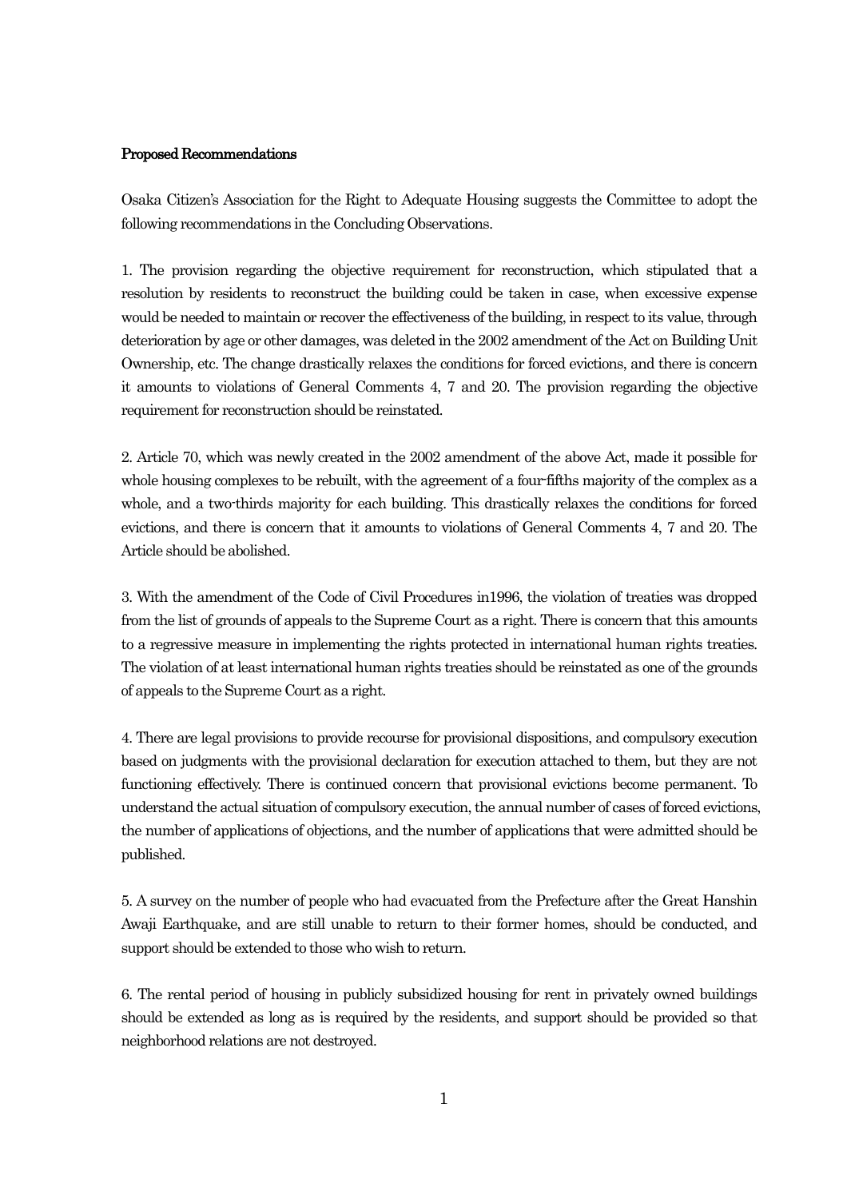**Proposed Recommendations**

Osaka Citizen's Association for the Right to Adequate Housing suggests the Committee to adopt the following recommendations in the Concluding Observations.

1. The provision regarding the objective requirement for reconstruction, which stipulated that a resolution by residents to reconstruct the building could be taken in case, when excessive expense would be needed to maintain or recover the effectiveness of the building, in respect to its value, through deterioration by age or other damages, was deleted in the 2002 amendment of the Act on Building Unit Ownership, etc. The change drastically relaxes the conditions for forced evictions, and there is concern it amounts to violations of General Comments 4, 7 and 20. The provision regarding the objective requirement for reconstruction should be reinstated.

2. Article 70, which was newly created in the 2002 amendment of the above Act, made it possible for whole housing complexes to be rebuilt, with the agreement of a four-fifths majority of the complex as a whole, and a two-thirds majority for each building. This drastically relaxes the conditions for forced evictions, and there is concern that it amounts to violations of General Comments 4, 7 and 20. The Article should be abolished.

3. With the amendment of the Code of Civil Procedures in1996, the violation of treaties was dropped from the list of grounds of appeals to the Supreme Court as a right. There is concern that this amounts to a regressive measure in implementing the rights protected in international human rights treaties. The violation of at least international human rights treaties should be reinstated as one of the grounds of appeals to the Supreme Court as a right.

4. There are legal provisions to provide recourse for provisional dispositions, and compulsory execution based on judgments with the provisional declaration for execution attached to them, but they are not functioning effectively. There is continued concern that provisional evictions become permanent. To understand the actual situation of compulsory execution, the annual number of cases of forced evictions, the number of applications of objections, and the number of applications that were admitted should be published.

5. A survey on the number of people who had evacuated from the Prefecture after the Great Hanshin Awaji Earthquake, and are still unable to return to their former homes, should be conducted, and support should be extended to those who wish to return.

6. The rental period of housing in publicly subsidized housing for rent in privately owned buildings should be extended as long as is required by the residents, and support should be provided so that neighborhood relations are not destroyed.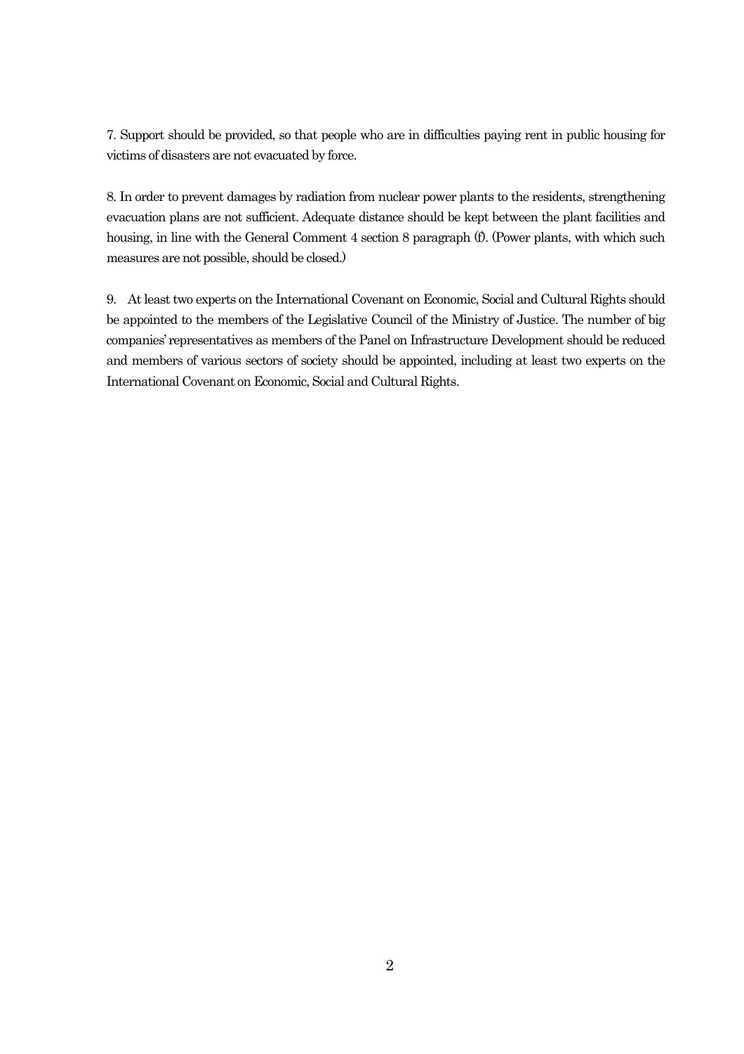7. Support should be provided, so that people who are in difficulties paying rent in public housing for victims of disasters are not evacuated by force.

8. In order to prevent damages by radiation from nuclear power plants to the residents, strengthening evacuation plans are not sufficient. Adequate distance should be kept between the plant facilities and housing, in line with the General Comment 4 section 8 paragraph (f). (Power plants, with which such measures are not possible, should be closed.)

9. At least two experts on the International Covenant on Economic, Social and Cultural Rights should be appointed to the members of the Legislative Council of the Ministry of Justice. The number of big companies' representatives as members of the Panel on Infrastructure Development should be reduced and members of various sectors of society should be appointed, including at least two experts on the International Covenant on Economic, Social and Cultural Rights.